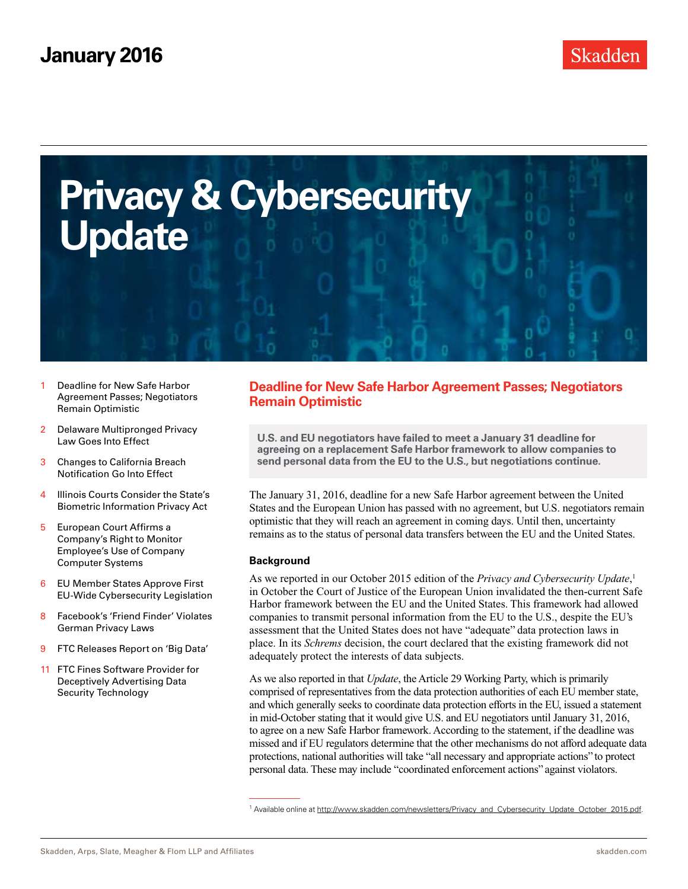January 2016

Skadden

# Privacy & Cybersecurity Update

1 Deadline for New Safe Harbor Agreement Passes; Negotiators Remain Optimistic

2 Delaware Multipronged Privacy Law Goes Into Effect

3 Changes to California Breach Notification Go Into Effect

4 Illinois Courts Consider the State's Biometric Information Privacy Act

5 European Court Affirms a Company's Right to Monitor Employee's Use of Company Computer Systems

6 EU Member States Approve First EU-Wide Cybersecurity Legislation

8 Facebook's 'Friend Finder' Violates German Privacy Laws

9 FTC Releases Report on 'Big Data'

11 FTC Fines Software Provider for Deceptively Advertising Data Security Technology

## Deadline for New Safe Harbor Agreement Passes; Negotiators Remain Optimistic

**U.S. and EU negotiators have failed to meet a January 31 deadline for agreeing on a replacement Safe Harbor framework to allow companies to send personal data from the EU to the U.S., but negotiations continue.**

The January 31, 2016, deadline for a new Safe Harbor agreement between the United States and the European Union has passed with no agreement, but U.S. negotiators remain optimistic that they will reach an agreement in coming days. Until then, uncertainty remains as to the status of personal data transfers between the EU and the United States.

### Background

As we reported in our October 2015 edition of the *Privacy and Cybersecurity Update*,[1] in October the Court of Justice of the European Union invalidated the then-current Safe Harbor framework between the EU and the United States. This framework had allowed companies to transmit personal information from the EU to the U.S., despite the EU's assessment that the United States does not have "adequate" data protection laws in place. In its *Schrems* decision, the court declared that the existing framework did not adequately protect the interests of data subjects.

As we also reported in that *Update*, the Article 29 Working Party, which is primarily comprised of representatives from the data protection authorities of each EU member state, and which generally seeks to coordinate data protection efforts in the EU, issued a statement in mid-October stating that it would give U.S. and EU negotiators until January 31, 2016, to agree on a new Safe Harbor framework. According to the statement, if the deadline was missed and if EU regulators determine that the other mechanisms do not afford adequate data protections, national authorities will take "all necessary and appropriate actions" to protect personal data. These may include "coordinated enforcement actions" against violators.

[1] Available online at http://www.skadden.com/newsletters/Privacy_and_Cybersecurity_Update_October_2015.pdf.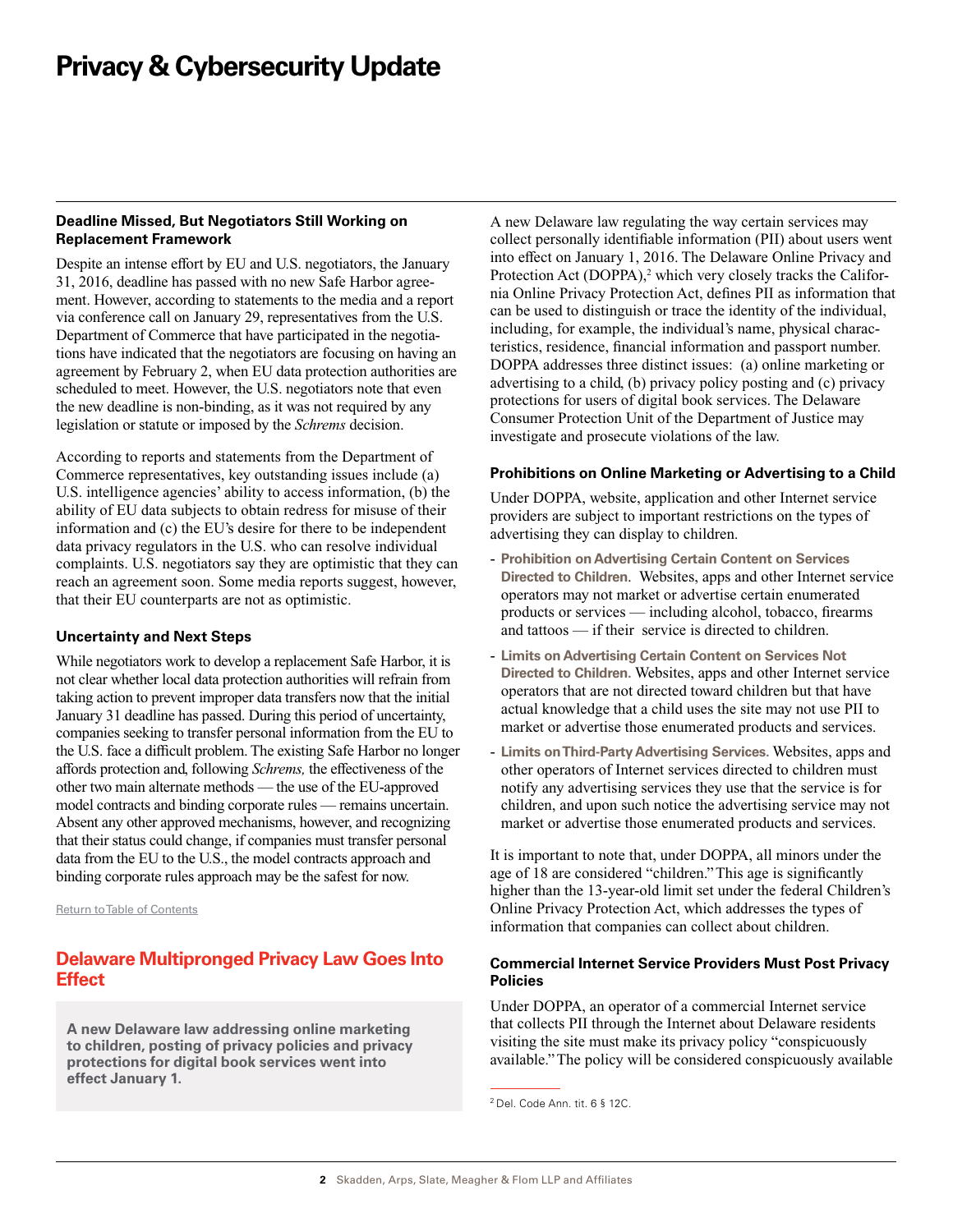### Deadline Missed, But Negotiators Still Working on Replacement Framework

Despite an intense effort by EU and U.S. negotiators, the January 31, 2016, deadline has passed with no new Safe Harbor agreement. However, according to statements to the media and a report via conference call on January 29, representatives from the U.S. Department of Commerce that have participated in the negotiations have indicated that the negotiators are focusing on having an agreement by February 2, when EU data protection authorities are scheduled to meet. However, the U.S. negotiators note that even the new deadline is non-binding, as it was not required by any legislation or statute or imposed by the *Schrems* decision.

According to reports and statements from the Department of Commerce representatives, key outstanding issues include (a) U.S. intelligence agencies' ability to access information, (b) the ability of EU data subjects to obtain redress for misuse of their information and (c) the EU's desire for there to be independent data privacy regulators in the U.S. who can resolve individual complaints. U.S. negotiators say they are optimistic that they can reach an agreement soon. Some media reports suggest, however, that their EU counterparts are not as optimistic.

### Uncertainty and Next Steps

While negotiators work to develop a replacement Safe Harbor, it is not clear whether local data protection authorities will refrain from taking action to prevent improper data transfers now that the initial January 31 deadline has passed. During this period of uncertainty, companies seeking to transfer personal information from the EU to the U.S. face a difficult problem. The existing Safe Harbor no longer affords protection and, following *Schrems,* the effectiveness of the other two main alternate methods — the use of the EU-approved model contracts and binding corporate rules — remains uncertain. Absent any other approved mechanisms, however, and recognizing that their status could change, if companies must transfer personal data from the EU to the U.S., the model contracts approach and binding corporate rules approach may be the safest for now.

Return to Table of Contents

## Delaware Multipronged Privacy Law Goes Into Effect

**A new Delaware law addressing online marketing to children, posting of privacy policies and privacy protections for digital book services went into effect January 1.**

A new Delaware law regulating the way certain services may collect personally identifiable information (PII) about users went into effect on January 1, 2016. The Delaware Online Privacy and Protection Act (DOPPA),[2] which very closely tracks the California Online Privacy Protection Act, defines PII as information that can be used to distinguish or trace the identity of the individual, including, for example, the individual's name, physical characteristics, residence, financial information and passport number. DOPPA addresses three distinct issues: (a) online marketing or advertising to a child, (b) privacy policy posting and (c) privacy protections for users of digital book services. The Delaware Consumer Protection Unit of the Department of Justice may investigate and prosecute violations of the law.

### Prohibitions on Online Marketing or Advertising to a Child

Under DOPPA, website, application and other Internet service providers are subject to important restrictions on the types of advertising they can display to children.

- **Prohibition on Advertising Certain Content on Services Directed to Children**. Websites, apps and other Internet service operators may not market or advertise certain enumerated products or services — including alcohol, tobacco, firearms and tattoos — if their service is directed to children.
- **Limits on Advertising Certain Content on Services Not Directed to Children.** Websites, apps and other Internet service operators that are not directed toward children but that have actual knowledge that a child uses the site may not use PII to market or advertise those enumerated products and services.
- **Limits on Third-Party Advertising Services.** Websites, apps and other operators of Internet services directed to children must notify any advertising services they use that the service is for children, and upon such notice the advertising service may not market or advertise those enumerated products and services.

It is important to note that, under DOPPA, all minors under the age of 18 are considered "children." This age is significantly higher than the 13-year-old limit set under the federal Children's Online Privacy Protection Act, which addresses the types of information that companies can collect about children.

### Commercial Internet Service Providers Must Post Privacy Policies

Under DOPPA, an operator of a commercial Internet service that collects PII through the Internet about Delaware residents visiting the site must make its privacy policy "conspicuously available." The policy will be considered conspicuously available

[2] Del. Code Ann. tit. 6 § 12C.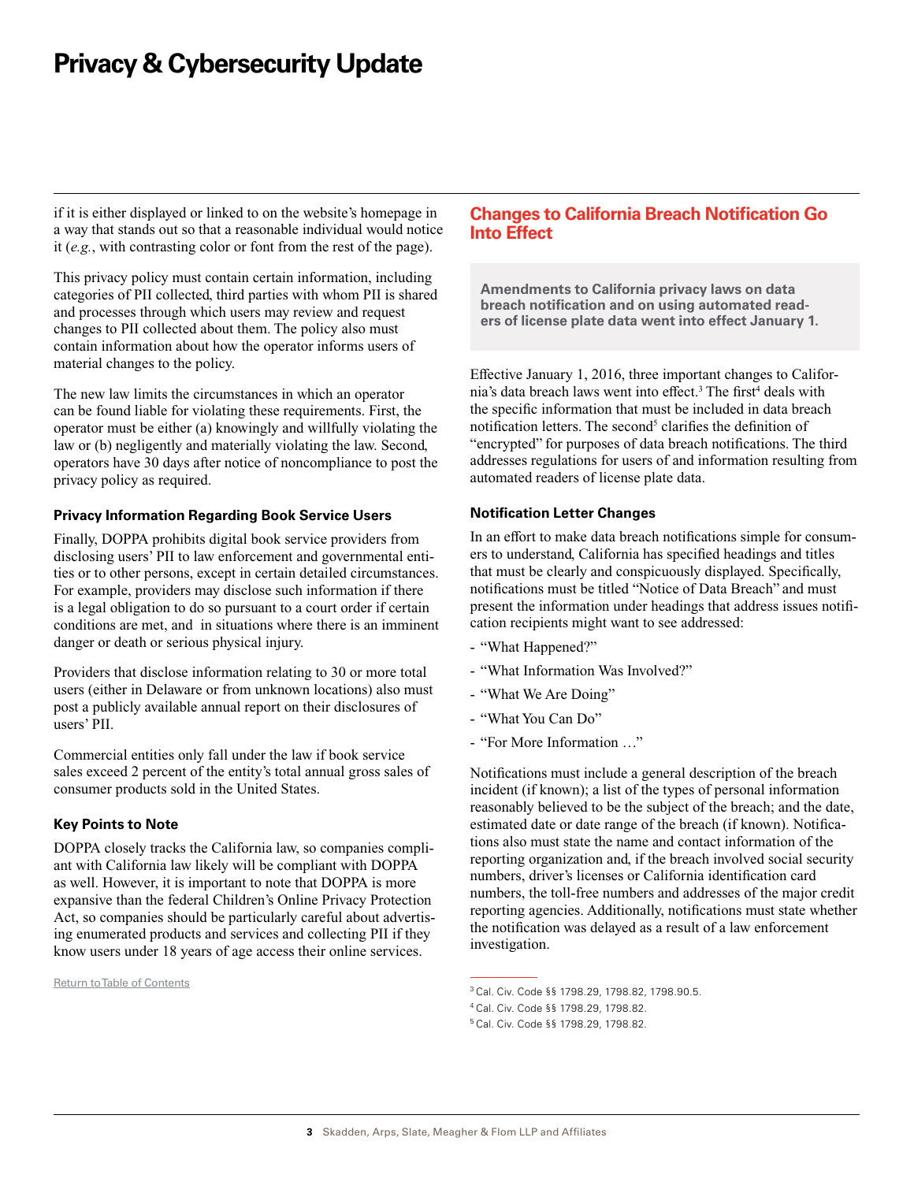if it is either displayed or linked to on the website's homepage in a way that stands out so that a reasonable individual would notice it (*e.g.*, with contrasting color or font from the rest of the page).

This privacy policy must contain certain information, including categories of PII collected, third parties with whom PII is shared and processes through which users may review and request changes to PII collected about them. The policy also must contain information about how the operator informs users of material changes to the policy.

The new law limits the circumstances in which an operator can be found liable for violating these requirements. First, the operator must be either (a) knowingly and willfully violating the law or (b) negligently and materially violating the law. Second, operators have 30 days after notice of noncompliance to post the privacy policy as required.

### Privacy Information Regarding Book Service Users

Finally, DOPPA prohibits digital book service providers from disclosing users' PII to law enforcement and governmental entities or to other persons, except in certain detailed circumstances. For example, providers may disclose such information if there is a legal obligation to do so pursuant to a court order if certain conditions are met, and in situations where there is an imminent danger or death or serious physical injury.

Providers that disclose information relating to 30 or more total users (either in Delaware or from unknown locations) also must post a publicly available annual report on their disclosures of users' PII.

Commercial entities only fall under the law if book service sales exceed 2 percent of the entity's total annual gross sales of consumer products sold in the United States.

### Key Points to Note

DOPPA closely tracks the California law, so companies compliant with California law likely will be compliant with DOPPA as well. However, it is important to note that DOPPA is more expansive than the federal Children's Online Privacy Protection Act, so companies should be particularly careful about advertising enumerated products and services and collecting PII if they know users under 18 years of age access their online services.

Return to Table of Contents

## Changes to California Breach Notification Go Into Effect

**Amendments to California privacy laws on data breach notification and on using automated readers of license plate data went into effect January 1.**

Effective January 1, 2016, three important changes to California's data breach laws went into effect.[3] The first[4] deals with the specific information that must be included in data breach notification letters. The second[5] clarifies the definition of "encrypted" for purposes of data breach notifications. The third addresses regulations for users of and information resulting from automated readers of license plate data.

### Notification Letter Changes

In an effort to make data breach notifications simple for consumers to understand, California has specified headings and titles that must be clearly and conspicuously displayed. Specifically, notifications must be titled "Notice of Data Breach" and must present the information under headings that address issues notification recipients might want to see addressed:

- "What Happened?"
- "What Information Was Involved?"
- "What We Are Doing"
- "What You Can Do"
- "For More Information …"

Notifications must include a general description of the breach incident (if known); a list of the types of personal information reasonably believed to be the subject of the breach; and the date, estimated date or date range of the breach (if known). Notifications also must state the name and contact information of the reporting organization and, if the breach involved social security numbers, driver's licenses or California identification card numbers, the toll-free numbers and addresses of the major credit reporting agencies. Additionally, notifications must state whether the notification was delayed as a result of a law enforcement investigation.

[3] Cal. Civ. Code §§ 1798.29, 1798.82, 1798.90.5.

[4] Cal. Civ. Code §§ 1798.29, 1798.82.

[5] Cal. Civ. Code §§ 1798.29, 1798.82.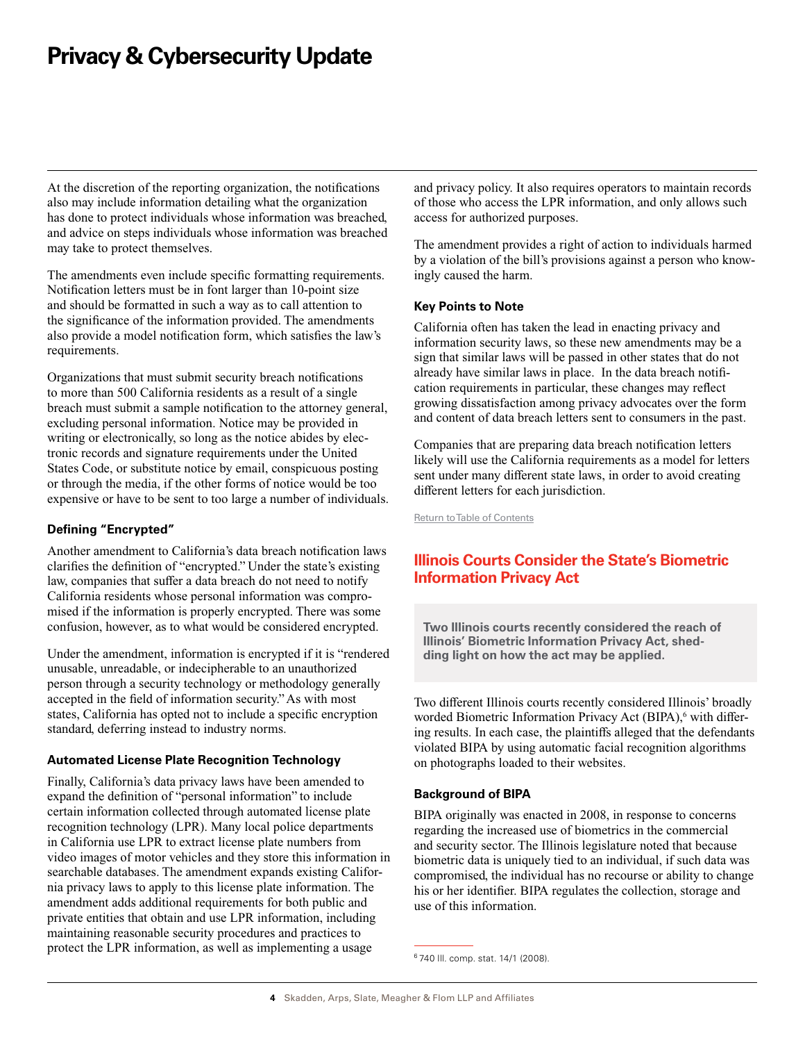At the discretion of the reporting organization, the notifications also may include information detailing what the organization has done to protect individuals whose information was breached, and advice on steps individuals whose information was breached may take to protect themselves.

The amendments even include specific formatting requirements. Notification letters must be in font larger than 10-point size and should be formatted in such a way as to call attention to the significance of the information provided. The amendments also provide a model notification form, which satisfies the law's requirements.

Organizations that must submit security breach notifications to more than 500 California residents as a result of a single breach must submit a sample notification to the attorney general, excluding personal information. Notice may be provided in writing or electronically, so long as the notice abides by electronic records and signature requirements under the United States Code, or substitute notice by email, conspicuous posting or through the media, if the other forms of notice would be too expensive or have to be sent to too large a number of individuals.

### Defining "Encrypted"

Another amendment to California's data breach notification laws clarifies the definition of "encrypted." Under the state's existing law, companies that suffer a data breach do not need to notify California residents whose personal information was compromised if the information is properly encrypted. There was some confusion, however, as to what would be considered encrypted.

Under the amendment, information is encrypted if it is "rendered unusable, unreadable, or indecipherable to an unauthorized person through a security technology or methodology generally accepted in the field of information security." As with most states, California has opted not to include a specific encryption standard, deferring instead to industry norms.

### Automated License Plate Recognition Technology

Finally, California's data privacy laws have been amended to expand the definition of "personal information" to include certain information collected through automated license plate recognition technology (LPR). Many local police departments in California use LPR to extract license plate numbers from video images of motor vehicles and they store this information in searchable databases. The amendment expands existing California privacy laws to apply to this license plate information. The amendment adds additional requirements for both public and private entities that obtain and use LPR information, including maintaining reasonable security procedures and practices to protect the LPR information, as well as implementing a usage and privacy policy. It also requires operators to maintain records of those who access the LPR information, and only allows such access for authorized purposes.

The amendment provides a right of action to individuals harmed by a violation of the bill's provisions against a person who knowingly caused the harm.

### Key Points to Note

California often has taken the lead in enacting privacy and information security laws, so these new amendments may be a sign that similar laws will be passed in other states that do not already have similar laws in place. In the data breach notification requirements in particular, these changes may reflect growing dissatisfaction among privacy advocates over the form and content of data breach letters sent to consumers in the past.

Companies that are preparing data breach notification letters likely will use the California requirements as a model for letters sent under many different state laws, in order to avoid creating different letters for each jurisdiction.

Return to Table of Contents

## Illinois Courts Consider the State's Biometric Information Privacy Act

**Two Illinois courts recently considered the reach of Illinois' Biometric Information Privacy Act, shedding light on how the act may be applied.**

Two different Illinois courts recently considered Illinois' broadly worded Biometric Information Privacy Act (BIPA),[6] with differing results. In each case, the plaintiffs alleged that the defendants violated BIPA by using automatic facial recognition algorithms on photographs loaded to their websites.

### Background of BIPA

BIPA originally was enacted in 2008, in response to concerns regarding the increased use of biometrics in the commercial and security sector. The Illinois legislature noted that because biometric data is uniquely tied to an individual, if such data was compromised, the individual has no recourse or ability to change his or her identifier. BIPA regulates the collection, storage and use of this information.

---

[6] 740 Ill. comp. stat. 14/1 (2008).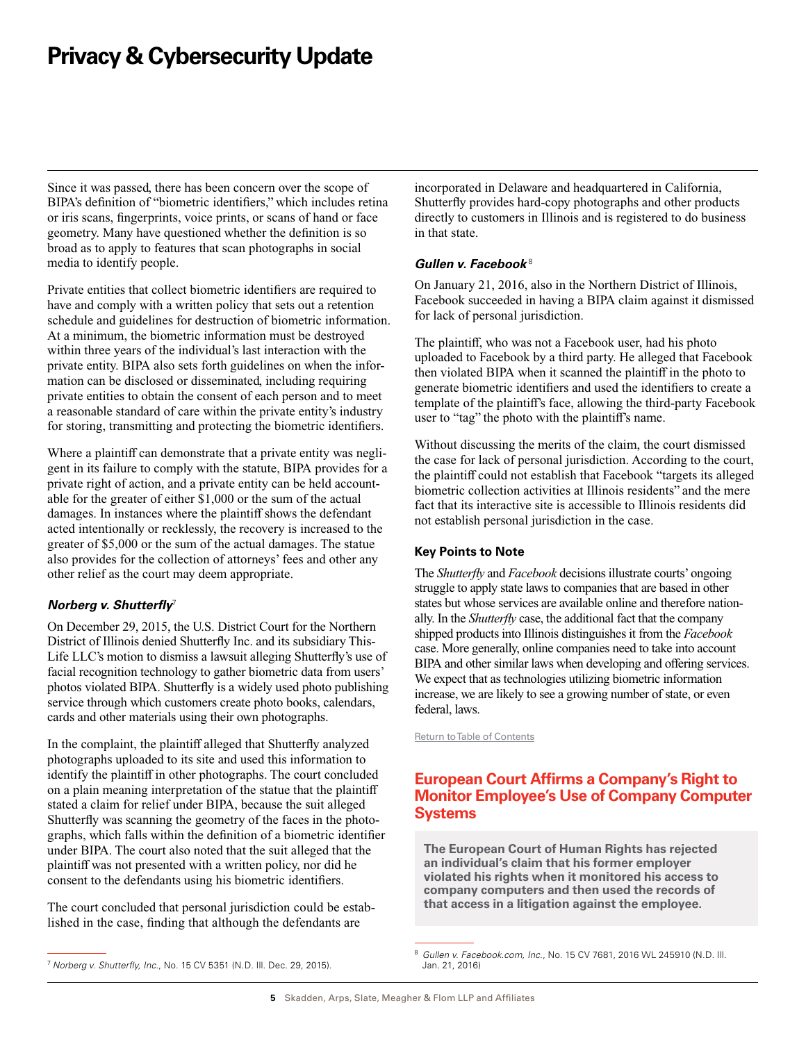Since it was passed, there has been concern over the scope of BIPA's definition of "biometric identifiers," which includes retina or iris scans, fingerprints, voice prints, or scans of hand or face geometry. Many have questioned whether the definition is so broad as to apply to features that scan photographs in social media to identify people.

Private entities that collect biometric identifiers are required to have and comply with a written policy that sets out a retention schedule and guidelines for destruction of biometric information. At a minimum, the biometric information must be destroyed within three years of the individual's last interaction with the private entity. BIPA also sets forth guidelines on when the information can be disclosed or disseminated, including requiring private entities to obtain the consent of each person and to meet a reasonable standard of care within the private entity's industry for storing, transmitting and protecting the biometric identifiers.

Where a plaintiff can demonstrate that a private entity was negligent in its failure to comply with the statute, BIPA provides for a private right of action, and a private entity can be held accountable for the greater of either $1,000 or the sum of the actual damages. In instances where the plaintiff shows the defendant acted intentionally or recklessly, the recovery is increased to the greater of $5,000 or the sum of the actual damages. The statue also provides for the collection of attorneys' fees and other any other relief as the court may deem appropriate.

### *Norberg v. Shutterfly*[7]

On December 29, 2015, the U.S. District Court for the Northern District of Illinois denied Shutterfly Inc. and its subsidiary This-Life LLC's motion to dismiss a lawsuit alleging Shutterfly's use of facial recognition technology to gather biometric data from users' photos violated BIPA. Shutterfly is a widely used photo publishing service through which customers create photo books, calendars, cards and other materials using their own photographs.

In the complaint, the plaintiff alleged that Shutterfly analyzed photographs uploaded to its site and used this information to identify the plaintiff in other photographs. The court concluded on a plain meaning interpretation of the statue that the plaintiff stated a claim for relief under BIPA, because the suit alleged Shutterfly was scanning the geometry of the faces in the photographs, which falls within the definition of a biometric identifier under BIPA. The court also noted that the suit alleged that the plaintiff was not presented with a written policy, nor did he consent to the defendants using his biometric identifiers.

The court concluded that personal jurisdiction could be established in the case, finding that although the defendants are incorporated in Delaware and headquartered in California, Shutterfly provides hard-copy photographs and other products directly to customers in Illinois and is registered to do business in that state.

### *Gullen v. Facebook*[8]

On January 21, 2016, also in the Northern District of Illinois, Facebook succeeded in having a BIPA claim against it dismissed for lack of personal jurisdiction.

The plaintiff, who was not a Facebook user, had his photo uploaded to Facebook by a third party. He alleged that Facebook then violated BIPA when it scanned the plaintiff in the photo to generate biometric identifiers and used the identifiers to create a template of the plaintiff's face, allowing the third-party Facebook user to "tag" the photo with the plaintiff's name.

Without discussing the merits of the claim, the court dismissed the case for lack of personal jurisdiction. According to the court, the plaintiff could not establish that Facebook "targets its alleged biometric collection activities at Illinois residents" and the mere fact that its interactive site is accessible to Illinois residents did not establish personal jurisdiction in the case.

### Key Points to Note

The *Shutterfly* and *Facebook* decisions illustrate courts' ongoing struggle to apply state laws to companies that are based in other states but whose services are available online and therefore nationally. In the *Shutterfly* case, the additional fact that the company shipped products into Illinois distinguishes it from the *Facebook* case. More generally, online companies need to take into account BIPA and other similar laws when developing and offering services. We expect that as technologies utilizing biometric information increase, we are likely to see a growing number of state, or even federal, laws.

Return to Table of Contents

## European Court Affirms a Company's Right to Monitor Employee's Use of Company Computer Systems

**The European Court of Human Rights has rejected an individual's claim that his former employer violated his rights when it monitored his access to company computers and then used the records of that access in a litigation against the employee.**

---

[7] *Norberg v. Shutterfly, Inc.*, No. 15 CV 5351 (N.D. Ill. Dec. 29, 2015).

[8] *Gullen v. Facebook.com, Inc.*, No. 15 CV 7681, 2016 WL 245910 (N.D. Ill. Jan. 21, 2016)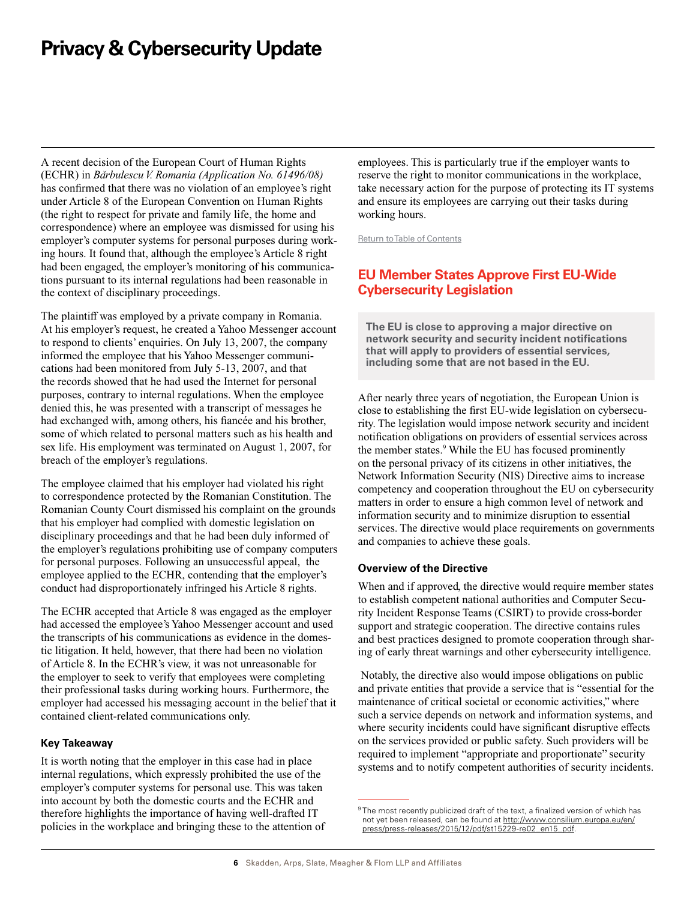A recent decision of the European Court of Human Rights (ECHR) in *Bărbulescu V. Romania (Application No. 61496/08)* has confirmed that there was no violation of an employee's right under Article 8 of the European Convention on Human Rights (the right to respect for private and family life, the home and correspondence) where an employee was dismissed for using his employer's computer systems for personal purposes during working hours. It found that, although the employee's Article 8 right had been engaged, the employer's monitoring of his communications pursuant to its internal regulations had been reasonable in the context of disciplinary proceedings.

The plaintiff was employed by a private company in Romania. At his employer's request, he created a Yahoo Messenger account to respond to clients' enquiries. On July 13, 2007, the company informed the employee that his Yahoo Messenger communications had been monitored from July 5-13, 2007, and that the records showed that he had used the Internet for personal purposes, contrary to internal regulations. When the employee denied this, he was presented with a transcript of messages he had exchanged with, among others, his fiancée and his brother, some of which related to personal matters such as his health and sex life. His employment was terminated on August 1, 2007, for breach of the employer's regulations.

The employee claimed that his employer had violated his right to correspondence protected by the Romanian Constitution. The Romanian County Court dismissed his complaint on the grounds that his employer had complied with domestic legislation on disciplinary proceedings and that he had been duly informed of the employer's regulations prohibiting use of company computers for personal purposes. Following an unsuccessful appeal, the employee applied to the ECHR, contending that the employer's conduct had disproportionately infringed his Article 8 rights.

The ECHR accepted that Article 8 was engaged as the employer had accessed the employee's Yahoo Messenger account and used the transcripts of his communications as evidence in the domestic litigation. It held, however, that there had been no violation of Article 8. In the ECHR's view, it was not unreasonable for the employer to seek to verify that employees were completing their professional tasks during working hours. Furthermore, the employer had accessed his messaging account in the belief that it contained client-related communications only.

### Key Takeaway

It is worth noting that the employer in this case had in place internal regulations, which expressly prohibited the use of the employer's computer systems for personal use. This was taken into account by both the domestic courts and the ECHR and therefore highlights the importance of having well-drafted IT policies in the workplace and bringing these to the attention of employees. This is particularly true if the employer wants to reserve the right to monitor communications in the workplace, take necessary action for the purpose of protecting its IT systems and ensure its employees are carrying out their tasks during working hours.

Return to Table of Contents

## EU Member States Approve First EU-Wide Cybersecurity Legislation

**The EU is close to approving a major directive on network security and security incident notifications that will apply to providers of essential services, including some that are not based in the EU.**

After nearly three years of negotiation, the European Union is close to establishing the first EU-wide legislation on cybersecurity. The legislation would impose network security and incident notification obligations on providers of essential services across the member states.[9] While the EU has focused prominently on the personal privacy of its citizens in other initiatives, the Network Information Security (NIS) Directive aims to increase competency and cooperation throughout the EU on cybersecurity matters in order to ensure a high common level of network and information security and to minimize disruption to essential services. The directive would place requirements on governments and companies to achieve these goals.

### Overview of the Directive

When and if approved, the directive would require member states to establish competent national authorities and Computer Security Incident Response Teams (CSIRT) to provide cross-border support and strategic cooperation. The directive contains rules and best practices designed to promote cooperation through sharing of early threat warnings and other cybersecurity intelligence.

Notably, the directive also would impose obligations on public and private entities that provide a service that is "essential for the maintenance of critical societal or economic activities," where such a service depends on network and information systems, and where security incidents could have significant disruptive effects on the services provided or public safety. Such providers will be required to implement "appropriate and proportionate" security systems and to notify competent authorities of security incidents.

[9] The most recently publicized draft of the text, a finalized version of which has not yet been released, can be found at http://www.consilium.europa.eu/en/press/press-releases/2015/12/pdf/st15229-re02_en15_pdf.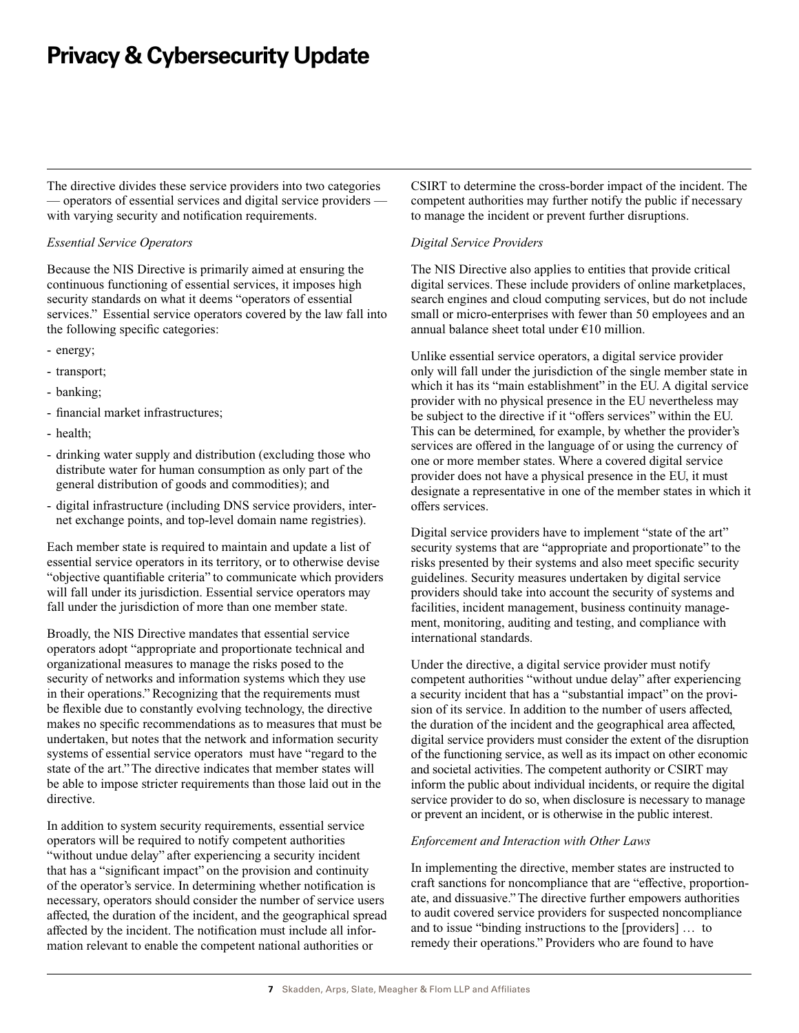The directive divides these service providers into two categories — operators of essential services and digital service providers — with varying security and notification requirements.

*Essential Service Operators*

Because the NIS Directive is primarily aimed at ensuring the continuous functioning of essential services, it imposes high security standards on what it deems "operators of essential services." Essential service operators covered by the law fall into the following specific categories:

- energy;
- transport;
- banking;
- financial market infrastructures;
- health;
- drinking water supply and distribution (excluding those who distribute water for human consumption as only part of the general distribution of goods and commodities); and
- digital infrastructure (including DNS service providers, internet exchange points, and top-level domain name registries).

Each member state is required to maintain and update a list of essential service operators in its territory, or to otherwise devise "objective quantifiable criteria" to communicate which providers will fall under its jurisdiction. Essential service operators may fall under the jurisdiction of more than one member state.

Broadly, the NIS Directive mandates that essential service operators adopt "appropriate and proportionate technical and organizational measures to manage the risks posed to the security of networks and information systems which they use in their operations." Recognizing that the requirements must be flexible due to constantly evolving technology, the directive makes no specific recommendations as to measures that must be undertaken, but notes that the network and information security systems of essential service operators must have "regard to the state of the art." The directive indicates that member states will be able to impose stricter requirements than those laid out in the directive.

In addition to system security requirements, essential service operators will be required to notify competent authorities "without undue delay" after experiencing a security incident that has a "significant impact" on the provision and continuity of the operator's service. In determining whether notification is necessary, operators should consider the number of service users affected, the duration of the incident, and the geographical spread affected by the incident. The notification must include all information relevant to enable the competent national authorities or CSIRT to determine the cross-border impact of the incident. The competent authorities may further notify the public if necessary to manage the incident or prevent further disruptions.

*Digital Service Providers*

The NIS Directive also applies to entities that provide critical digital services. These include providers of online marketplaces, search engines and cloud computing services, but do not include small or micro-enterprises with fewer than 50 employees and an annual balance sheet total under €10 million.

Unlike essential service operators, a digital service provider only will fall under the jurisdiction of the single member state in which it has its "main establishment" in the EU. A digital service provider with no physical presence in the EU nevertheless may be subject to the directive if it "offers services" within the EU. This can be determined, for example, by whether the provider's services are offered in the language of or using the currency of one or more member states. Where a covered digital service provider does not have a physical presence in the EU, it must designate a representative in one of the member states in which it offers services.

Digital service providers have to implement "state of the art" security systems that are "appropriate and proportionate" to the risks presented by their systems and also meet specific security guidelines. Security measures undertaken by digital service providers should take into account the security of systems and facilities, incident management, business continuity management, monitoring, auditing and testing, and compliance with international standards.

Under the directive, a digital service provider must notify competent authorities "without undue delay" after experiencing a security incident that has a "substantial impact" on the provision of its service. In addition to the number of users affected, the duration of the incident and the geographical area affected, digital service providers must consider the extent of the disruption of the functioning service, as well as its impact on other economic and societal activities. The competent authority or CSIRT may inform the public about individual incidents, or require the digital service provider to do so, when disclosure is necessary to manage or prevent an incident, or is otherwise in the public interest.

*Enforcement and Interaction with Other Laws*

In implementing the directive, member states are instructed to craft sanctions for noncompliance that are "effective, proportionate, and dissuasive." The directive further empowers authorities to audit covered service providers for suspected noncompliance and to issue "binding instructions to the [providers] … to remedy their operations." Providers who are found to have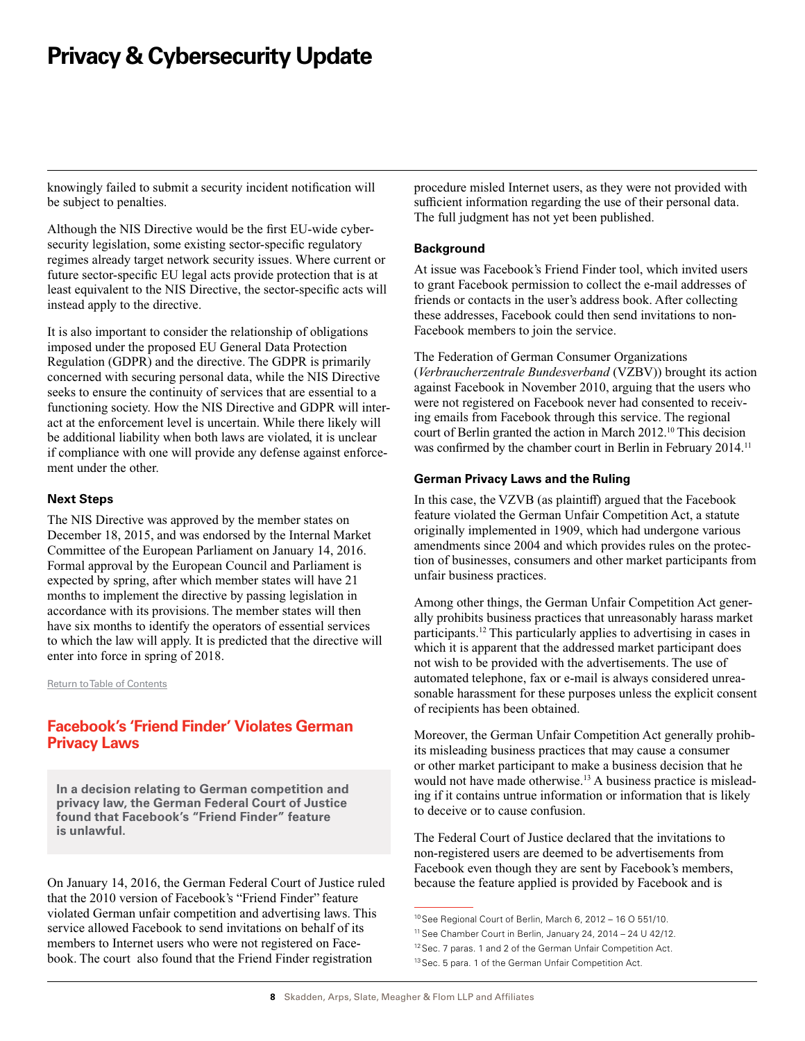knowingly failed to submit a security incident notification will be subject to penalties.

Although the NIS Directive would be the first EU-wide cybersecurity legislation, some existing sector-specific regulatory regimes already target network security issues. Where current or future sector-specific EU legal acts provide protection that is at least equivalent to the NIS Directive, the sector-specific acts will instead apply to the directive.

It is also important to consider the relationship of obligations imposed under the proposed EU General Data Protection Regulation (GDPR) and the directive. The GDPR is primarily concerned with securing personal data, while the NIS Directive seeks to ensure the continuity of services that are essential to a functioning society. How the NIS Directive and GDPR will interact at the enforcement level is uncertain. While there likely will be additional liability when both laws are violated, it is unclear if compliance with one will provide any defense against enforcement under the other.

#### Next Steps

The NIS Directive was approved by the member states on December 18, 2015, and was endorsed by the Internal Market Committee of the European Parliament on January 14, 2016. Formal approval by the European Council and Parliament is expected by spring, after which member states will have 21 months to implement the directive by passing legislation in accordance with its provisions. The member states will then have six months to identify the operators of essential services to which the law will apply. It is predicted that the directive will enter into force in spring of 2018.

Return to Table of Contents

## Facebook's 'Friend Finder' Violates German Privacy Laws

**In a decision relating to German competition and privacy law, the German Federal Court of Justice found that Facebook's "Friend Finder" feature is unlawful.**

On January 14, 2016, the German Federal Court of Justice ruled that the 2010 version of Facebook's "Friend Finder" feature violated German unfair competition and advertising laws. This service allowed Facebook to send invitations on behalf of its members to Internet users who were not registered on Facebook. The court also found that the Friend Finder registration procedure misled Internet users, as they were not provided with sufficient information regarding the use of their personal data. The full judgment has not yet been published.

#### Background

At issue was Facebook's Friend Finder tool, which invited users to grant Facebook permission to collect the e-mail addresses of friends or contacts in the user's address book. After collecting these addresses, Facebook could then send invitations to non-Facebook members to join the service.

The Federation of German Consumer Organizations (*Verbraucherzentrale Bundesverband* (VZBV)) brought its action against Facebook in November 2010, arguing that the users who were not registered on Facebook never had consented to receiving emails from Facebook through this service. The regional court of Berlin granted the action in March 2012.[10] This decision was confirmed by the chamber court in Berlin in February 2014.[11]

#### German Privacy Laws and the Ruling

In this case, the VZVB (as plaintiff) argued that the Facebook feature violated the German Unfair Competition Act, a statute originally implemented in 1909, which had undergone various amendments since 2004 and which provides rules on the protection of businesses, consumers and other market participants from unfair business practices.

Among other things, the German Unfair Competition Act generally prohibits business practices that unreasonably harass market participants.[12] This particularly applies to advertising in cases in which it is apparent that the addressed market participant does not wish to be provided with the advertisements. The use of automated telephone, fax or e-mail is always considered unreasonable harassment for these purposes unless the explicit consent of recipients has been obtained.

Moreover, the German Unfair Competition Act generally prohibits misleading business practices that may cause a consumer or other market participant to make a business decision that he would not have made otherwise.[13] A business practice is misleading if it contains untrue information or information that is likely to deceive or to cause confusion.

The Federal Court of Justice declared that the invitations to non-registered users are deemed to be advertisements from Facebook even though they are sent by Facebook's members, because the feature applied is provided by Facebook and is

---

[10] See Regional Court of Berlin, March 6, 2012 – 16 O 551/10.

[11] See Chamber Court in Berlin, January 24, 2014 – 24 U 42/12.

[12] Sec. 7 paras. 1 and 2 of the German Unfair Competition Act.

[13] Sec. 5 para. 1 of the German Unfair Competition Act.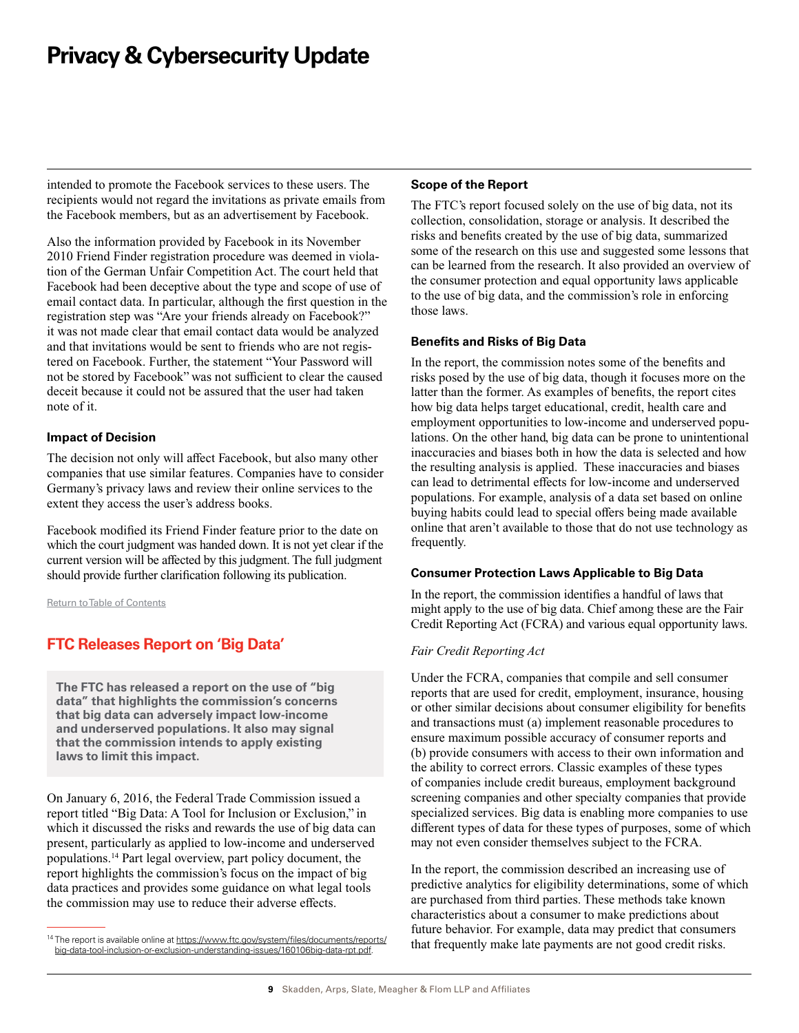intended to promote the Facebook services to these users. The recipients would not regard the invitations as private emails from the Facebook members, but as an advertisement by Facebook.

Also the information provided by Facebook in its November 2010 Friend Finder registration procedure was deemed in violation of the German Unfair Competition Act. The court held that Facebook had been deceptive about the type and scope of use of email contact data. In particular, although the first question in the registration step was "Are your friends already on Facebook?" it was not made clear that email contact data would be analyzed and that invitations would be sent to friends who are not registered on Facebook. Further, the statement "Your Password will not be stored by Facebook" was not sufficient to clear the caused deceit because it could not be assured that the user had taken note of it.

### Impact of Decision

The decision not only will affect Facebook, but also many other companies that use similar features. Companies have to consider Germany's privacy laws and review their online services to the extent they access the user's address books.

Facebook modified its Friend Finder feature prior to the date on which the court judgment was handed down. It is not yet clear if the current version will be affected by this judgment. The full judgment should provide further clarification following its publication.

Return to Table of Contents

## FTC Releases Report on 'Big Data'

**The FTC has released a report on the use of "big data" that highlights the commission's concerns that big data can adversely impact low-income and underserved populations. It also may signal that the commission intends to apply existing laws to limit this impact.**

On January 6, 2016, the Federal Trade Commission issued a report titled "Big Data: A Tool for Inclusion or Exclusion," in which it discussed the risks and rewards the use of big data can present, particularly as applied to low-income and underserved populations.[14] Part legal overview, part policy document, the report highlights the commission's focus on the impact of big data practices and provides some guidance on what legal tools the commission may use to reduce their adverse effects.

### Scope of the Report

The FTC's report focused solely on the use of big data, not its collection, consolidation, storage or analysis. It described the risks and benefits created by the use of big data, summarized some of the research on this use and suggested some lessons that can be learned from the research. It also provided an overview of the consumer protection and equal opportunity laws applicable to the use of big data, and the commission's role in enforcing those laws.

### Benefits and Risks of Big Data

In the report, the commission notes some of the benefits and risks posed by the use of big data, though it focuses more on the latter than the former. As examples of benefits, the report cites how big data helps target educational, credit, health care and employment opportunities to low-income and underserved populations. On the other hand, big data can be prone to unintentional inaccuracies and biases both in how the data is selected and how the resulting analysis is applied. These inaccuracies and biases can lead to detrimental effects for low-income and underserved populations. For example, analysis of a data set based on online buying habits could lead to special offers being made available online that aren't available to those that do not use technology as frequently.

### Consumer Protection Laws Applicable to Big Data

In the report, the commission identifies a handful of laws that might apply to the use of big data. Chief among these are the Fair Credit Reporting Act (FCRA) and various equal opportunity laws.

*Fair Credit Reporting Act*

Under the FCRA, companies that compile and sell consumer reports that are used for credit, employment, insurance, housing or other similar decisions about consumer eligibility for benefits and transactions must (a) implement reasonable procedures to ensure maximum possible accuracy of consumer reports and (b) provide consumers with access to their own information and the ability to correct errors. Classic examples of these types of companies include credit bureaus, employment background screening companies and other specialty companies that provide specialized services. Big data is enabling more companies to use different types of data for these types of purposes, some of which may not even consider themselves subject to the FCRA.

In the report, the commission described an increasing use of predictive analytics for eligibility determinations, some of which are purchased from third parties. These methods take known characteristics about a consumer to make predictions about future behavior. For example, data may predict that consumers that frequently make late payments are not good credit risks.

[14] The report is available online at https://www.ftc.gov/system/files/documents/reports/big-data-tool-inclusion-or-exclusion-understanding-issues/160106big-data-rpt.pdf.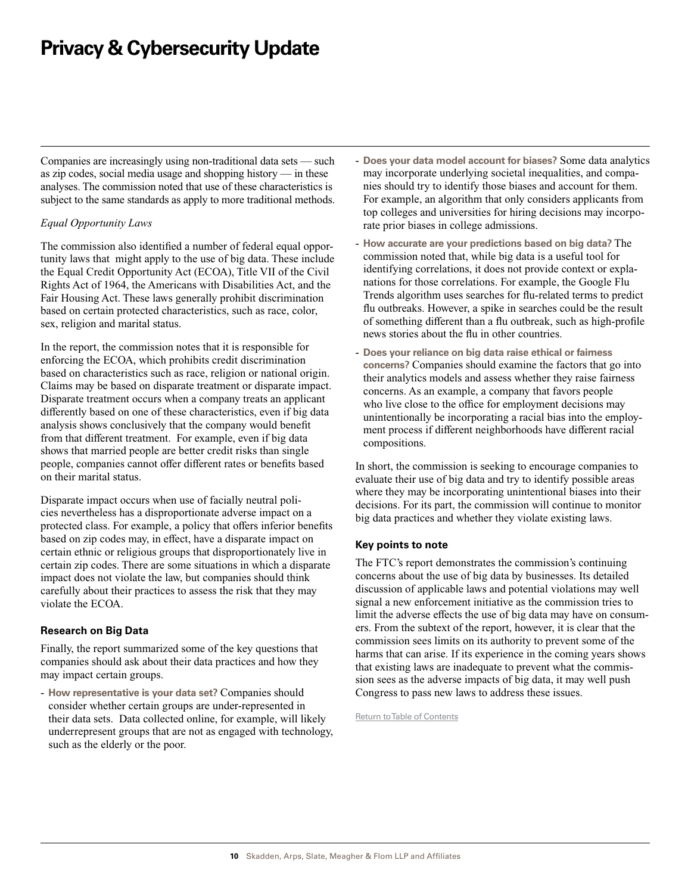Companies are increasingly using non-traditional data sets — such as zip codes, social media usage and shopping history — in these analyses. The commission noted that use of these characteristics is subject to the same standards as apply to more traditional methods.

*Equal Opportunity Laws*

The commission also identified a number of federal equal opportunity laws that might apply to the use of big data. These include the Equal Credit Opportunity Act (ECOA), Title VII of the Civil Rights Act of 1964, the Americans with Disabilities Act, and the Fair Housing Act. These laws generally prohibit discrimination based on certain protected characteristics, such as race, color, sex, religion and marital status.

In the report, the commission notes that it is responsible for enforcing the ECOA, which prohibits credit discrimination based on characteristics such as race, religion or national origin. Claims may be based on disparate treatment or disparate impact. Disparate treatment occurs when a company treats an applicant differently based on one of these characteristics, even if big data analysis shows conclusively that the company would benefit from that different treatment. For example, even if big data shows that married people are better credit risks than single people, companies cannot offer different rates or benefits based on their marital status.

Disparate impact occurs when use of facially neutral policies nevertheless has a disproportionate adverse impact on a protected class. For example, a policy that offers inferior benefits based on zip codes may, in effect, have a disparate impact on certain ethnic or religious groups that disproportionately live in certain zip codes. There are some situations in which a disparate impact does not violate the law, but companies should think carefully about their practices to assess the risk that they may violate the ECOA.

### Research on Big Data

Finally, the report summarized some of the key questions that companies should ask about their data practices and how they may impact certain groups.

- **How representative is your data set?** Companies should consider whether certain groups are under-represented in their data sets. Data collected online, for example, will likely underrepresent groups that are not as engaged with technology, such as the elderly or the poor.
- **Does your data model account for biases?** Some data analytics may incorporate underlying societal inequalities, and companies should try to identify those biases and account for them. For example, an algorithm that only considers applicants from top colleges and universities for hiring decisions may incorporate prior biases in college admissions.
- **How accurate are your predictions based on big data?** The commission noted that, while big data is a useful tool for identifying correlations, it does not provide context or explanations for those correlations. For example, the Google Flu Trends algorithm uses searches for flu-related terms to predict flu outbreaks. However, a spike in searches could be the result of something different than a flu outbreak, such as high-profile news stories about the flu in other countries.
- **Does your reliance on big data raise ethical or fairness concerns?** Companies should examine the factors that go into their analytics models and assess whether they raise fairness concerns. As an example, a company that favors people who live close to the office for employment decisions may unintentionally be incorporating a racial bias into the employment process if different neighborhoods have different racial compositions.

In short, the commission is seeking to encourage companies to evaluate their use of big data and try to identify possible areas where they may be incorporating unintentional biases into their decisions. For its part, the commission will continue to monitor big data practices and whether they violate existing laws.

### Key points to note

The FTC's report demonstrates the commission's continuing concerns about the use of big data by businesses. Its detailed discussion of applicable laws and potential violations may well signal a new enforcement initiative as the commission tries to limit the adverse effects the use of big data may have on consumers. From the subtext of the report, however, it is clear that the commission sees limits on its authority to prevent some of the harms that can arise. If its experience in the coming years shows that existing laws are inadequate to prevent what the commission sees as the adverse impacts of big data, it may well push Congress to pass new laws to address these issues.

Return to Table of Contents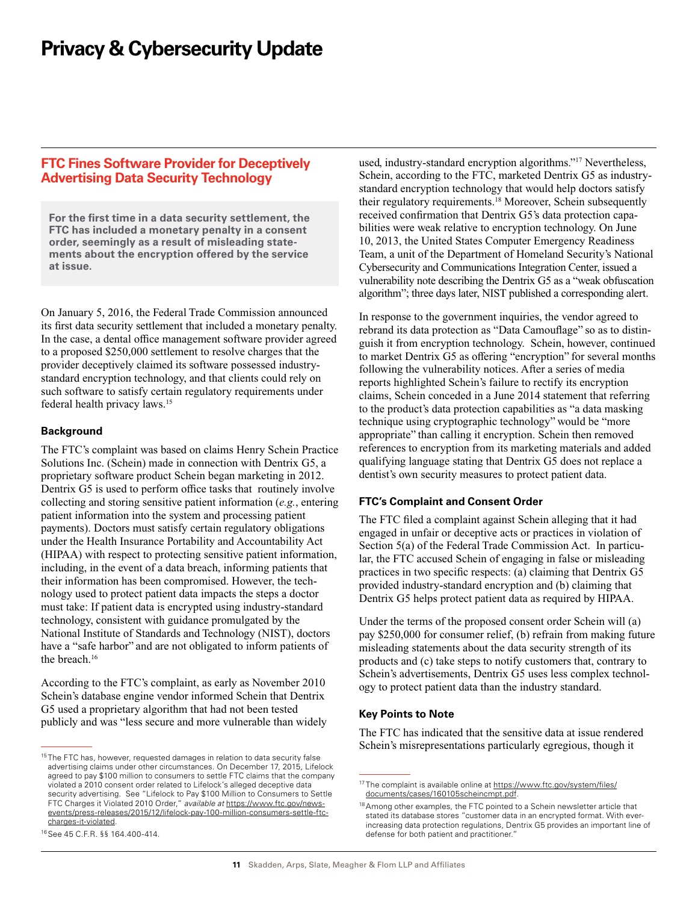## FTC Fines Software Provider for Deceptively Advertising Data Security Technology

**For the first time in a data security settlement, the FTC has included a monetary penalty in a consent order, seemingly as a result of misleading statements about the encryption offered by the service at issue.**

On January 5, 2016, the Federal Trade Commission announced its first data security settlement that included a monetary penalty. In the case, a dental office management software provider agreed to a proposed $250,000 settlement to resolve charges that the provider deceptively claimed its software possessed industry-standard encryption technology, and that clients could rely on such software to satisfy certain regulatory requirements under federal health privacy laws.[15]

### Background

The FTC's complaint was based on claims Henry Schein Practice Solutions Inc. (Schein) made in connection with Dentrix G5, a proprietary software product Schein began marketing in 2012. Dentrix G5 is used to perform office tasks that routinely involve collecting and storing sensitive patient information (*e.g.*, entering patient information into the system and processing patient payments). Doctors must satisfy certain regulatory obligations under the Health Insurance Portability and Accountability Act (HIPAA) with respect to protecting sensitive patient information, including, in the event of a data breach, informing patients that their information has been compromised. However, the technology used to protect patient data impacts the steps a doctor must take: If patient data is encrypted using industry-standard technology, consistent with guidance promulgated by the National Institute of Standards and Technology (NIST), doctors have a "safe harbor" and are not obligated to inform patients of the breach.[16]

According to the FTC's complaint, as early as November 2010 Schein's database engine vendor informed Schein that Dentrix G5 used a proprietary algorithm that had not been tested publicly and was "less secure and more vulnerable than widely used, industry-standard encryption algorithms."[17] Nevertheless, Schein, according to the FTC, marketed Dentrix G5 as industry-standard encryption technology that would help doctors satisfy their regulatory requirements.[18] Moreover, Schein subsequently received confirmation that Dentrix G5's data protection capabilities were weak relative to encryption technology. On June 10, 2013, the United States Computer Emergency Readiness Team, a unit of the Department of Homeland Security's National Cybersecurity and Communications Integration Center, issued a vulnerability note describing the Dentrix G5 as a "weak obfuscation algorithm"; three days later, NIST published a corresponding alert.

In response to the government inquiries, the vendor agreed to rebrand its data protection as "Data Camouflage" so as to distinguish it from encryption technology. Schein, however, continued to market Dentrix G5 as offering "encryption" for several months following the vulnerability notices. After a series of media reports highlighted Schein's failure to rectify its encryption claims, Schein conceded in a June 2014 statement that referring to the product's data protection capabilities as "a data masking technique using cryptographic technology" would be "more appropriate" than calling it encryption. Schein then removed references to encryption from its marketing materials and added qualifying language stating that Dentrix G5 does not replace a dentist's own security measures to protect patient data.

### FTC's Complaint and Consent Order

The FTC filed a complaint against Schein alleging that it had engaged in unfair or deceptive acts or practices in violation of Section 5(a) of the Federal Trade Commission Act. In particular, the FTC accused Schein of engaging in false or misleading practices in two specific respects: (a) claiming that Dentrix G5 provided industry-standard encryption and (b) claiming that Dentrix G5 helps protect patient data as required by HIPAA.

Under the terms of the proposed consent order Schein will (a) pay $250,000 for consumer relief, (b) refrain from making future misleading statements about the data security strength of its products and (c) take steps to notify customers that, contrary to Schein's advertisements, Dentrix G5 uses less complex technology to protect patient data than the industry standard.

### Key Points to Note

The FTC has indicated that the sensitive data at issue rendered Schein's misrepresentations particularly egregious, though it

---

[15] The FTC has, however, requested damages in relation to data security false advertising claims under other circumstances. On December 17, 2015, Lifelock agreed to pay $100 million to consumers to settle FTC claims that the company violated a 2010 consent order related to Lifelock's alleged deceptive data security advertising. See "Lifelock to Pay $100 Million to Consumers to Settle FTC Charges it Violated 2010 Order," *available at* https://www.ftc.gov/news-events/press-releases/2015/12/lifelock-pay-100-million-consumers-settle-ftc-charges-it-violated.

[16] See 45 C.F.R. §§ 164.400-414.

[17] The complaint is available online at https://www.ftc.gov/system/files/documents/cases/160105scheincmpt.pdf.

[18] Among other examples, the FTC pointed to a Schein newsletter article that stated its database stores "customer data in an encrypted format. With ever-increasing data protection regulations, Dentrix G5 provides an important line of defense for both patient and practitioner."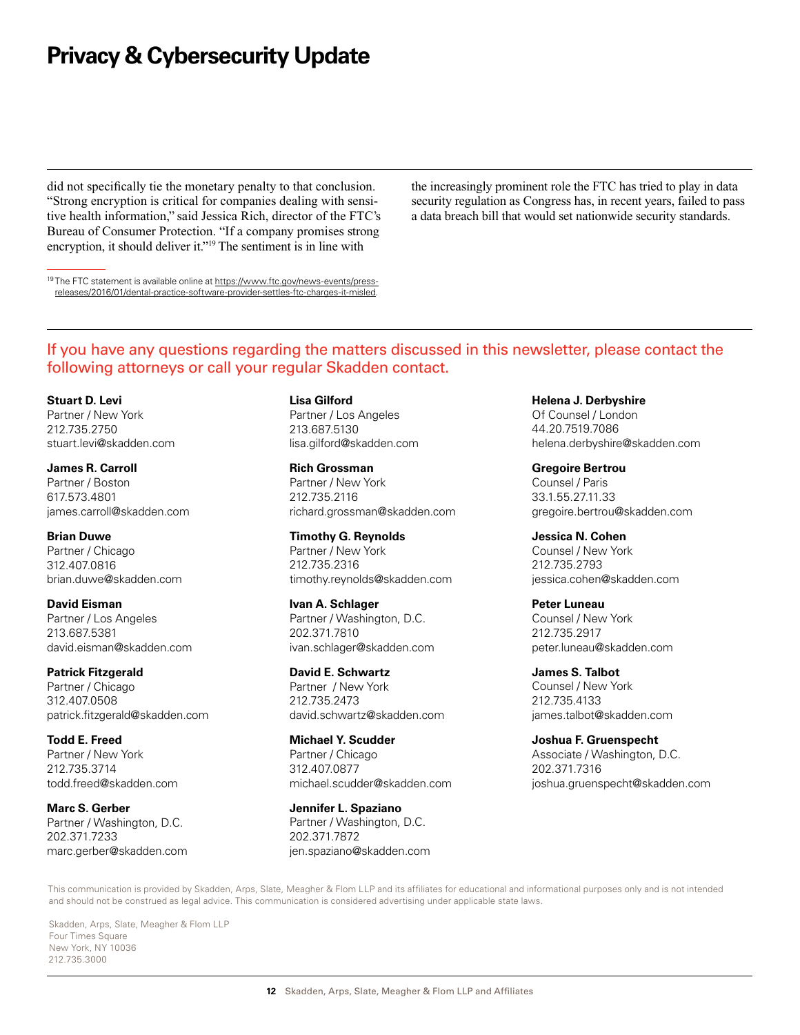did not specifically tie the monetary penalty to that conclusion. "Strong encryption is critical for companies dealing with sensitive health information," said Jessica Rich, director of the FTC's Bureau of Consumer Protection. "If a company promises strong encryption, it should deliver it."[19] The sentiment is in line with the increasingly prominent role the FTC has tried to play in data security regulation as Congress has, in recent years, failed to pass a data breach bill that would set nationwide security standards.

[19] The FTC statement is available online at https://www.ftc.gov/news-events/press-releases/2016/01/dental-practice-software-provider-settles-ftc-charges-it-misled.

If you have any questions regarding the matters discussed in this newsletter, please contact the following attorneys or call your regular Skadden contact.

**Stuart D. Levi**
Partner / New York
212.735.2750
stuart.levi@skadden.com

**James R. Carroll**
Partner / Boston
617.573.4801
james.carroll@skadden.com

**Brian Duwe**
Partner / Chicago
312.407.0816
brian.duwe@skadden.com

**David Eisman**
Partner / Los Angeles
213.687.5381
david.eisman@skadden.com

**Patrick Fitzgerald**
Partner / Chicago
312.407.0508
patrick.fitzgerald@skadden.com

**Todd E. Freed**
Partner / New York
212.735.3714
todd.freed@skadden.com

**Marc S. Gerber**
Partner / Washington, D.C.
202.371.7233
marc.gerber@skadden.com

**Lisa Gilford**
Partner / Los Angeles
213.687.5130
lisa.gilford@skadden.com

**Rich Grossman**
Partner / New York
212.735.2116
richard.grossman@skadden.com

**Timothy G. Reynolds**
Partner / New York
212.735.2316
timothy.reynolds@skadden.com

**Ivan A. Schlager**
Partner / Washington, D.C.
202.371.7810
ivan.schlager@skadden.com

**David E. Schwartz**
Partner / New York
212.735.2473
david.schwartz@skadden.com

**Michael Y. Scudder**
Partner / Chicago
312.407.0877
michael.scudder@skadden.com

**Jennifer L. Spaziano**
Partner / Washington, D.C.
202.371.7872
jen.spaziano@skadden.com

**Helena J. Derbyshire**
Of Counsel / London
44.20.7519.7086
helena.derbyshire@skadden.com

**Gregoire Bertrou**
Counsel / Paris
33.1.55.27.11.33
gregoire.bertrou@skadden.com

**Jessica N. Cohen**
Counsel / New York
212.735.2793
jessica.cohen@skadden.com

**Peter Luneau**
Counsel / New York
212.735.2917
peter.luneau@skadden.com

**James S. Talbot**
Counsel / New York
212.735.4133
james.talbot@skadden.com

**Joshua F. Gruenspecht**
Associate / Washington, D.C.
202.371.7316
joshua.gruenspecht@skadden.com

This communication is provided by Skadden, Arps, Slate, Meagher & Flom LLP and its affiliates for educational and informational purposes only and is not intended and should not be construed as legal advice. This communication is considered advertising under applicable state laws.

Skadden, Arps, Slate, Meagher & Flom LLP
Four Times Square
New York, NY 10036
212.735.3000